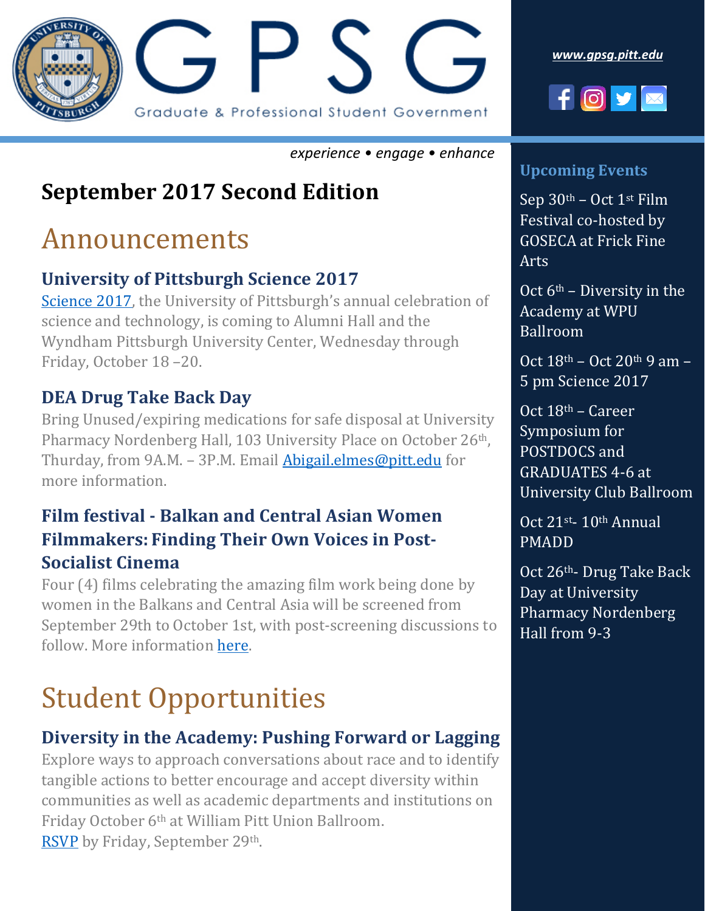# GPSG

Graduate & Professional Student Government

*www.gpsg.pitt.edu*

*experience • engage • enhance*

## September 2017 Second Edition

# Announcements

### University of Pittsburgh Science 2017

Science 2017, the University of Pittsburgh's annual celebration of science and technology, is coming to Alumni Hall and the Wyndham Pittsburgh University Center, Wednesday through Friday, October 18 –20.

### DEA Drug Take Back Day

Bring Unused/expiring medications for safe disposal at University Pharmacy Nordenberg Hall, 103 University Place on October 26th, Thurday, from 9A.M. – 3P.M. Email Abigail.elmes@pitt.edu for more information.

### Film festival - Balkan and Central Asian Women Filmmakers: Finding Their Own Voices in Post-Socialist Cinema

Four (4) films celebrating the amazing film work being done by women in the Balkans and Central Asia will be screened from September 29th to October 1st, with post-screening discussions to follow. More information here.

# Student Opportunities

### Diversity in the Academy: Pushing Forward or Lagging

Explore ways to approach conversations about race and to identify tangible actions to better encourage and accept diversity within communities as well as academic departments and institutions on Friday October 6th at William Pitt Union Ballroom.
RSVP by Friday, September 29th.

### Upcoming Events

Sep 30th – Oct 1st Film Festival co-hosted by GOSECA at Frick Fine Arts

Oct 6th – Diversity in the Academy at WPU Ballroom

Oct 18th – Oct 20th 9 am – 5 pm Science 2017

Oct 18th – Career Symposium for POSTDOCS and GRADUATES 4-6 at University Club Ballroom

Oct 21st- 10th Annual PMADD

Oct 26th- Drug Take Back Day at University Pharmacy Nordenberg Hall from 9-3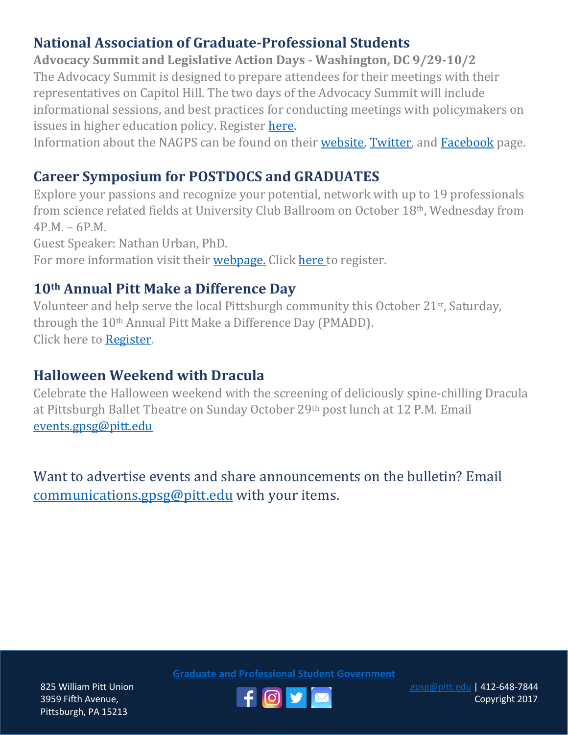## National Association of Graduate-Professional Students

**Advocacy Summit and Legislative Action Days - Washington, DC 9/29-10/2**

The Advocacy Summit is designed to prepare attendees for their meetings with their representatives on Capitol Hill. The two days of the Advocacy Summit will include informational sessions, and best practices for conducting meetings with policymakers on issues in higher education policy. Register here.

Information about the NAGPS can be found on their website, Twitter, and Facebook page.

## Career Symposium for POSTDOCS and GRADUATES

Explore your passions and recognize your potential, network with up to 19 professionals from science related fields at University Club Ballroom on October 18th, Wednesday from 4P.M. – 6P.M.

Guest Speaker: Nathan Urban, PhD.

For more information visit their webpage. Click here to register.

## 10th Annual Pitt Make a Difference Day

Volunteer and help serve the local Pittsburgh community this October 21st, Saturday, through the 10th Annual Pitt Make a Difference Day (PMADD).

Click here to Register.

## Halloween Weekend with Dracula

Celebrate the Halloween weekend with the screening of deliciously spine-chilling Dracula at Pittsburgh Ballet Theatre on Sunday October 29th post lunch at 12 P.M. Email events.gpsg@pitt.edu

Want to advertise events and share announcements on the bulletin? Email communications.gpsg@pitt.edu with your items.

**Graduate and Professional Student Government**

825 William Pitt Union
3959 Fifth Avenue,
Pittsburgh, PA 15213

gpsg@pitt.edu | 412-648-7844
Copyright 2017